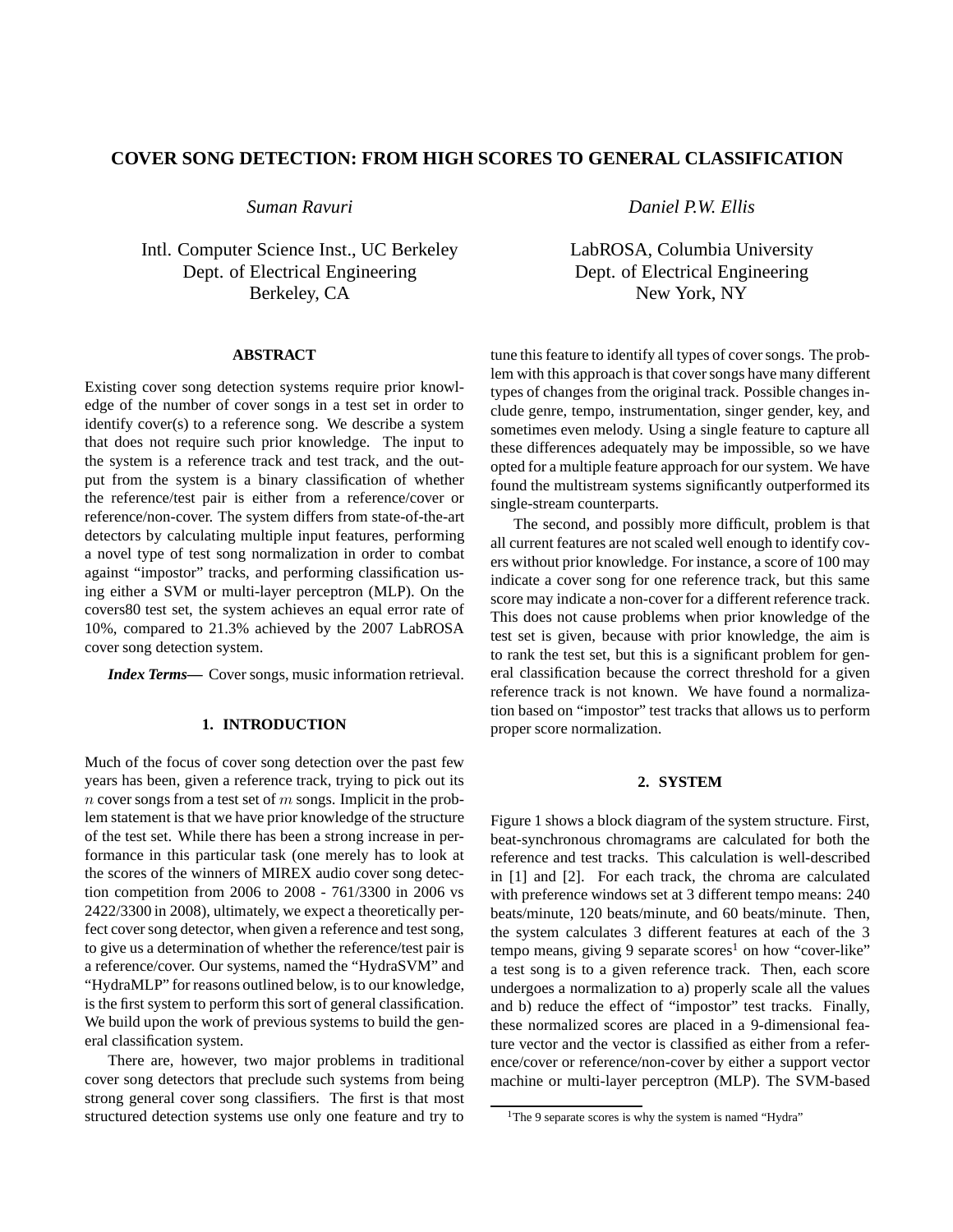# COVER SONG DETECTION: FROM HIGH SCORES TO GENERAL CLASSIFICATION

*Suman Ravuri*

Intl. Computer Science Inst., UC Berkeley
Dept. of Electrical Engineering
Berkeley, CA

*Daniel P.W. Ellis*

LabROSA, Columbia University
Dept. of Electrical Engineering
New York, NY

## ABSTRACT

Existing cover song detection systems require prior knowledge of the number of cover songs in a test set in order to identify cover(s) to a reference song. We describe a system that does not require such prior knowledge. The input to the system is a reference track and test track, and the output from the system is a binary classification of whether the reference/test pair is either from a reference/cover or reference/non-cover. The system differs from state-of-the-art detectors by calculating multiple input features, performing a novel type of test song normalization in order to combat against "impostor" tracks, and performing classification using either a SVM or multi-layer perceptron (MLP). On the covers80 test set, the system achieves an equal error rate of 10%, compared to 21.3% achieved by the 2007 LabROSA cover song detection system.

***Index Terms*—** Cover songs, music information retrieval.

## 1. INTRODUCTION

Much of the focus of cover song detection over the past few years has been, given a reference track, trying to pick out its $n$ cover songs from a test set of $m$ songs. Implicit in the problem statement is that we have prior knowledge of the structure of the test set. While there has been a strong increase in performance in this particular task (one merely has to look at the scores of the winners of MIREX audio cover song detection competition from 2006 to 2008 - 761/3300 in 2006 vs 2422/3300 in 2008), ultimately, we expect a theoretically perfect cover song detector, when given a reference and test song, to give us a determination of whether the reference/test pair is a reference/cover. Our systems, named the "HydraSVM" and "HydraMLP" for reasons outlined below, is to our knowledge, is the first system to perform this sort of general classification. We build upon the work of previous systems to build the general classification system.

There are, however, two major problems in traditional cover song detectors that preclude such systems from being strong general cover song classifiers. The first is that most structured detection systems use only one feature and try to tune this feature to identify all types of cover songs. The problem with this approach is that cover songs have many different types of changes from the original track. Possible changes include genre, tempo, instrumentation, singer gender, key, and sometimes even melody. Using a single feature to capture all these differences adequately may be impossible, so we have opted for a multiple feature approach for our system. We have found the multistream systems significantly outperformed its single-stream counterparts.

The second, and possibly more difficult, problem is that all current features are not scaled well enough to identify covers without prior knowledge. For instance, a score of 100 may indicate a cover song for one reference track, but this same score may indicate a non-cover for a different reference track. This does not cause problems when prior knowledge of the test set is given, because with prior knowledge, the aim is to rank the test set, but this is a significant problem for general classification because the correct threshold for a given reference track is not known. We have found a normalization based on "impostor" test tracks that allows us to perform proper score normalization.

## 2. SYSTEM

Figure 1 shows a block diagram of the system structure. First, beat-synchronous chromagrams are calculated for both the reference and test tracks. This calculation is well-described in [1] and [2]. For each track, the chroma are calculated with preference windows set at 3 different tempo means: 240 beats/minute, 120 beats/minute, and 60 beats/minute. Then, the system calculates 3 different features at each of the 3 tempo means, giving 9 separate scores[1] on how "cover-like" a test song is to a given reference track. Then, each score undergoes a normalization to a) properly scale all the values and b) reduce the effect of "impostor" test tracks. Finally, these normalized scores are placed in a 9-dimensional feature vector and the vector is classified as either from a reference/cover or reference/non-cover by either a support vector machine or multi-layer perceptron (MLP). The SVM-based

[1] The 9 separate scores is why the system is named "Hydra"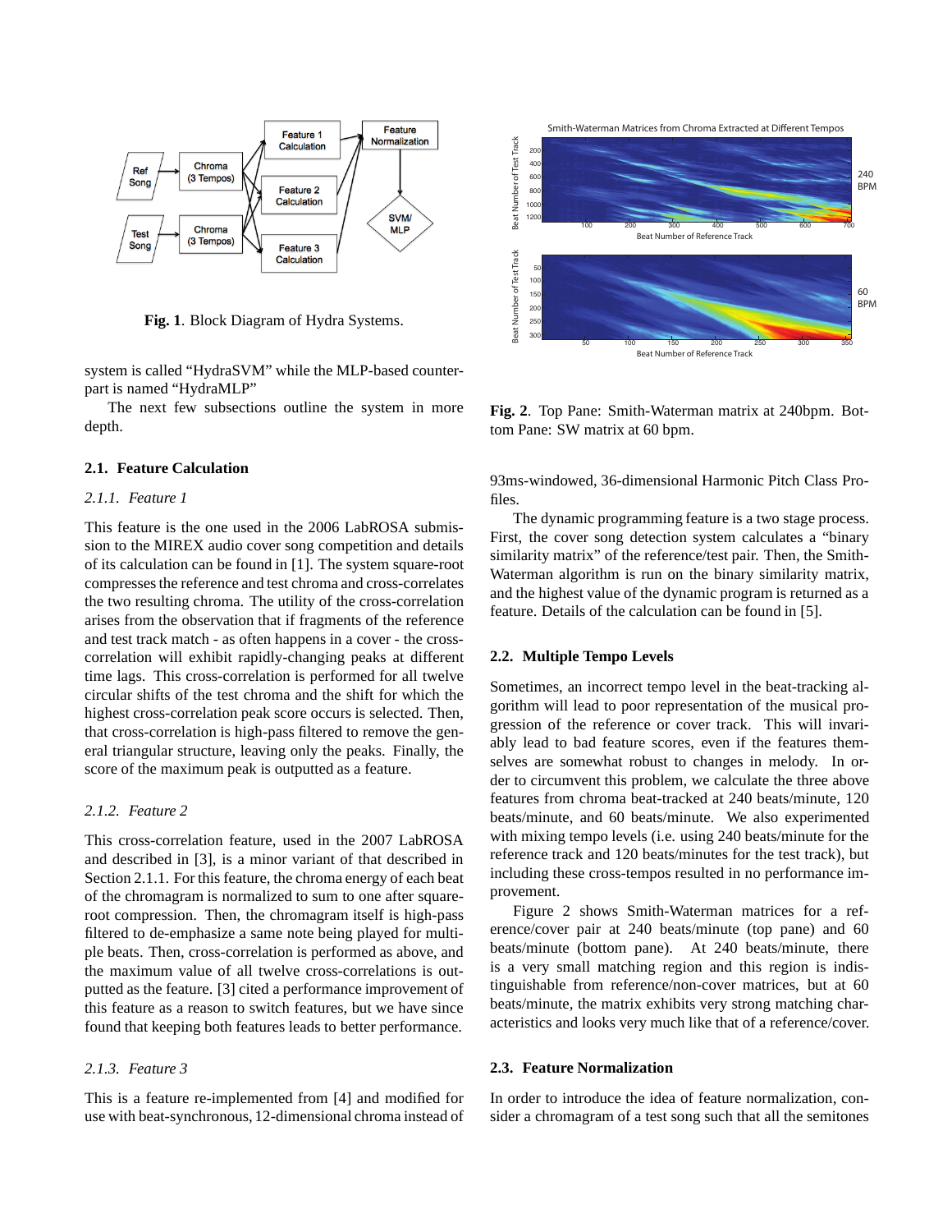**Fig. 1**. Block Diagram of Hydra Systems.

system is called "HydraSVM" while the MLP-based counterpart is named "HydraMLP"

The next few subsections outline the system in more depth.

### 2.1. Feature Calculation

#### *2.1.1. Feature 1*

This feature is the one used in the 2006 LabROSA submission to the MIREX audio cover song competition and details of its calculation can be found in [1]. The system square-root compresses the reference and test chroma and cross-correlates the two resulting chroma. The utility of the cross-correlation arises from the observation that if fragments of the reference and test track match - as often happens in a cover - the cross-correlation will exhibit rapidly-changing peaks at different time lags. This cross-correlation is performed for all twelve circular shifts of the test chroma and the shift for which the highest cross-correlation peak score occurs is selected. Then, that cross-correlation is high-pass filtered to remove the general triangular structure, leaving only the peaks. Finally, the score of the maximum peak is outputted as a feature.

#### *2.1.2. Feature 2*

This cross-correlation feature, used in the 2007 LabROSA and described in [3], is a minor variant of that described in Section 2.1.1. For this feature, the chroma energy of each beat of the chromagram is normalized to sum to one after square-root compression. Then, the chromagram itself is high-pass filtered to de-emphasize a same note being played for multiple beats. Then, cross-correlation is performed as above, and the maximum value of all twelve cross-correlations is outputted as the feature. [3] cited a performance improvement of this feature as a reason to switch features, but we have since found that keeping both features leads to better performance.

#### *2.1.3. Feature 3*

This is a feature re-implemented from [4] and modified for use with beat-synchronous, 12-dimensional chroma instead of 93ms-windowed, 36-dimensional Harmonic Pitch Class Profiles.

The dynamic programming feature is a two stage process. First, the cover song detection system calculates a "binary similarity matrix" of the reference/test pair. Then, the Smith-Waterman algorithm is run on the binary similarity matrix, and the highest value of the dynamic program is returned as a feature. Details of the calculation can be found in [5].

**Fig. 2**. Top Pane: Smith-Waterman matrix at 240bpm. Bottom Pane: SW matrix at 60 bpm.

### 2.2. Multiple Tempo Levels

Sometimes, an incorrect tempo level in the beat-tracking algorithm will lead to poor representation of the musical progression of the reference or cover track. This will invariably lead to bad feature scores, even if the features themselves are somewhat robust to changes in melody. In order to circumvent this problem, we calculate the three above features from chroma beat-tracked at 240 beats/minute, 120 beats/minute, and 60 beats/minute. We also experimented with mixing tempo levels (i.e. using 240 beats/minute for the reference track and 120 beats/minutes for the test track), but including these cross-tempos resulted in no performance improvement.

Figure 2 shows Smith-Waterman matrices for a reference/cover pair at 240 beats/minute (top pane) and 60 beats/minute (bottom pane). At 240 beats/minute, there is a very small matching region and this region is indistinguishable from reference/non-cover matrices, but at 60 beats/minute, the matrix exhibits very strong matching characteristics and looks very much like that of a reference/cover.

### 2.3. Feature Normalization

In order to introduce the idea of feature normalization, consider a chromagram of a test song such that all the semitones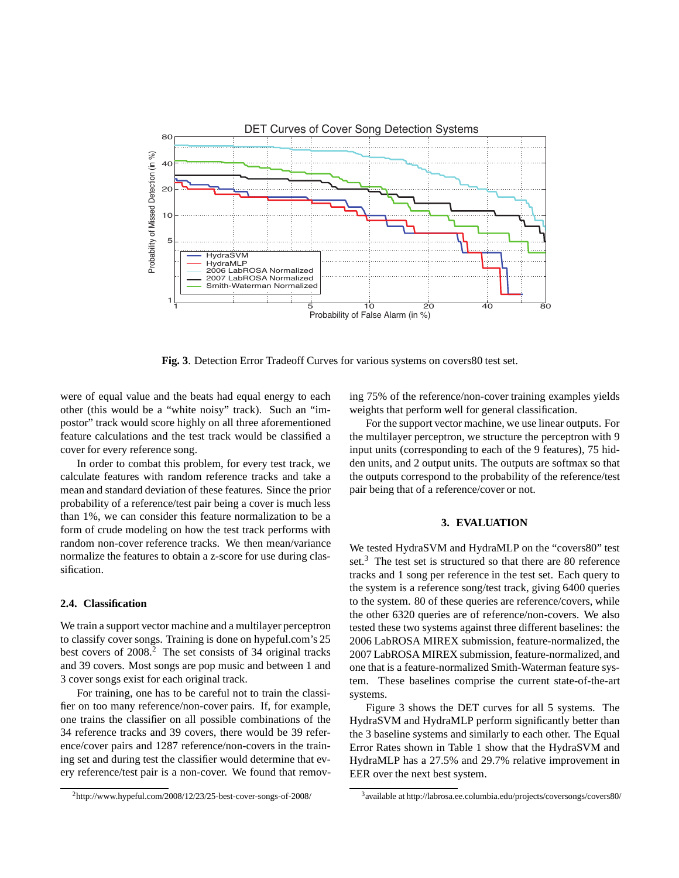**Fig. 3**. Detection Error Tradeoff Curves for various systems on covers80 test set.

were of equal value and the beats had equal energy to each other (this would be a "white noisy" track). Such an "impostor" track would score highly on all three aforementioned feature calculations and the test track would be classified a cover for every reference song.

In order to combat this problem, for every test track, we calculate features with random reference tracks and take a mean and standard deviation of these features. Since the prior probability of a reference/test pair being a cover is much less than 1%, we can consider this feature normalization to be a form of crude modeling on how the test track performs with random non-cover reference tracks. We then mean/variance normalize the features to obtain a z-score for use during classification.

### 2.4. Classification

We train a support vector machine and a multilayer perceptron to classify cover songs. Training is done on hypeful.com's 25 best covers of 2008.[2] The set consists of 34 original tracks and 39 covers. Most songs are pop music and between 1 and 3 cover songs exist for each original track.

For training, one has to be careful not to train the classifier on too many reference/non-cover pairs. If, for example, one trains the classifier on all possible combinations of the 34 reference tracks and 39 covers, there would be 39 reference/cover pairs and 1287 reference/non-covers in the training set and during test the classifier would determine that every reference/test pair is a non-cover. We found that removing 75% of the reference/non-cover training examples yields weights that perform well for general classification.

For the support vector machine, we use linear outputs. For the multilayer perceptron, we structure the perceptron with 9 input units (corresponding to each of the 9 features), 75 hidden units, and 2 output units. The outputs are softmax so that the outputs correspond to the probability of the reference/test pair being that of a reference/cover or not.

## 3. EVALUATION

We tested HydraSVM and HydraMLP on the "covers80" test set.[3] The test set is structured so that there are 80 reference tracks and 1 song per reference in the test set. Each query to the system is a reference song/test track, giving 6400 queries to the system. 80 of these queries are reference/covers, while the other 6320 queries are of reference/non-covers. We also tested these two systems against three different baselines: the 2006 LabROSA MIREX submission, feature-normalized, the 2007 LabROSA MIREX submission, feature-normalized, and one that is a feature-normalized Smith-Waterman feature system. These baselines comprise the current state-of-the-art systems.

Figure 3 shows the DET curves for all 5 systems. The HydraSVM and HydraMLP perform significantly better than the 3 baseline systems and similarly to each other. The Equal Error Rates shown in Table 1 show that the HydraSVM and HydraMLP has a 27.5% and 29.7% relative improvement in EER over the next best system.

[2] http://www.hypeful.com/2008/12/23/25-best-cover-songs-of-2008/

[3] available at http://labrosa.ee.columbia.edu/projects/coversongs/covers80/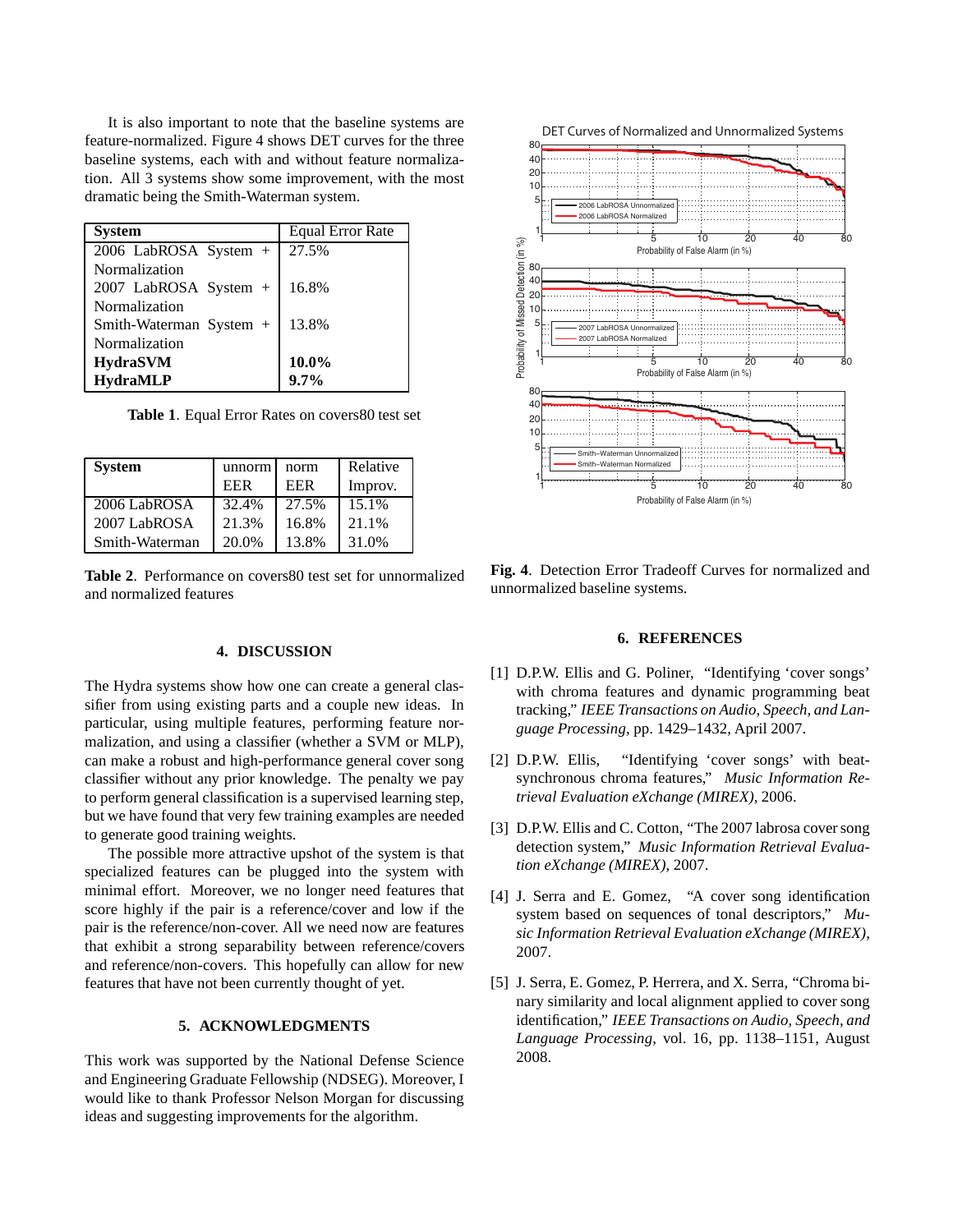It is also important to note that the baseline systems are feature-normalized. Figure 4 shows DET curves for the three baseline systems, each with and without feature normalization. All 3 systems show some improvement, with the most dramatic being the Smith-Waterman system.

| System | Equal Error Rate |
|---|---|
| 2006 LabROSA System + Normalization | 27.5% |
| 2007 LabROSA System + Normalization | 16.8% |
| Smith-Waterman System + Normalization | 13.8% |
| **HydraSVM** | **10.0%** |
| **HydraMLP** | **9.7%** |

**Table 1**. Equal Error Rates on covers80 test set

| System | unnorm EER | norm EER | Relative Improv. |
|---|---|---|---|
| 2006 LabROSA | 32.4% | 27.5% | 15.1% |
| 2007 LabROSA | 21.3% | 16.8% | 21.1% |
| Smith-Waterman | 20.0% | 13.8% | 31.0% |

**Table 2**. Performance on covers80 test set for unnormalized and normalized features

DET Curves of Normalized and Unnormalized Systems

Probability of Missed Detection (in %)

Probability of False Alarm (in %)

2006 LabROSA Unnormalized
2006 LabROSA Normalized

2007 LabROSA Unnormalized
2007 LabROSA Normalized

Smith–Waterman Unnormalized
Smith–Waterman Normalized

**Fig. 4**. Detection Error Tradeoff Curves for normalized and unnormalized baseline systems.

## 4. DISCUSSION

The Hydra systems show how one can create a general classifier from using existing parts and a couple new ideas. In particular, using multiple features, performing feature normalization, and using a classifier (whether a SVM or MLP), can make a robust and high-performance general cover song classifier without any prior knowledge. The penalty we pay to perform general classification is a supervised learning step, but we have found that very few training examples are needed to generate good training weights.

The possible more attractive upshot of the system is that specialized features can be plugged into the system with minimal effort. Moreover, we no longer need features that score highly if the pair is a reference/cover and low if the pair is the reference/non-cover. All we need now are features that exhibit a strong separability between reference/covers and reference/non-covers. This hopefully can allow for new features that have not been currently thought of yet.

## 5. ACKNOWLEDGMENTS

This work was supported by the National Defense Science and Engineering Graduate Fellowship (NDSEG). Moreover, I would like to thank Professor Nelson Morgan for discussing ideas and suggesting improvements for the algorithm.

## 6. REFERENCES

[1] D.P.W. Ellis and G. Poliner, "Identifying 'cover songs' with chroma features and dynamic programming beat tracking," *IEEE Transactions on Audio, Speech, and Language Processing*, pp. 1429–1432, April 2007.

[2] D.P.W. Ellis, "Identifying 'cover songs' with beat-synchronous chroma features," *Music Information Retrieval Evaluation eXchange (MIREX)*, 2006.

[3] D.P.W. Ellis and C. Cotton, "The 2007 labrosa cover song detection system," *Music Information Retrieval Evaluation eXchange (MIREX)*, 2007.

[4] J. Serra and E. Gomez, "A cover song identification system based on sequences of tonal descriptors," *Music Information Retrieval Evaluation eXchange (MIREX)*, 2007.

[5] J. Serra, E. Gomez, P. Herrera, and X. Serra, "Chroma binary similarity and local alignment applied to cover song identification," *IEEE Transactions on Audio, Speech, and Language Processing*, vol. 16, pp. 1138–1151, August 2008.